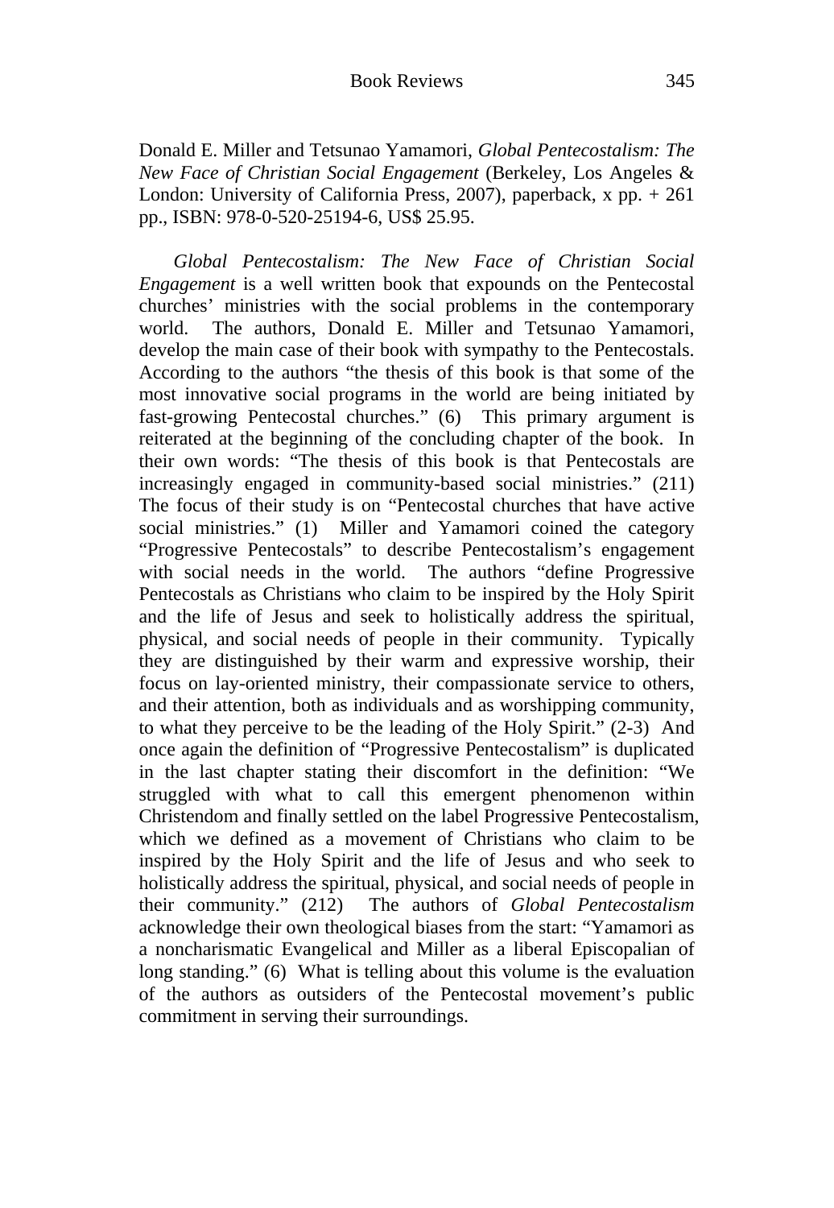Donald E. Miller and Tetsunao Yamamori, *Global Pentecostalism: The New Face of Christian Social Engagement* (Berkeley, Los Angeles & London: University of California Press, 2007), paperback, x pp. + 261 pp., ISBN: 978-0-520-25194-6, US$ 25.95.

*Global Pentecostalism: The New Face of Christian Social Engagement* is a well written book that expounds on the Pentecostal churches' ministries with the social problems in the contemporary world. The authors, Donald E. Miller and Tetsunao Yamamori, develop the main case of their book with sympathy to the Pentecostals. According to the authors "the thesis of this book is that some of the most innovative social programs in the world are being initiated by fast-growing Pentecostal churches." (6) This primary argument is reiterated at the beginning of the concluding chapter of the book. In their own words: "The thesis of this book is that Pentecostals are increasingly engaged in community-based social ministries." (211) The focus of their study is on "Pentecostal churches that have active social ministries." (1) Miller and Yamamori coined the category "Progressive Pentecostals" to describe Pentecostalism's engagement with social needs in the world. The authors "define Progressive Pentecostals as Christians who claim to be inspired by the Holy Spirit and the life of Jesus and seek to holistically address the spiritual, physical, and social needs of people in their community. Typically they are distinguished by their warm and expressive worship, their focus on lay-oriented ministry, their compassionate service to others, and their attention, both as individuals and as worshipping community, to what they perceive to be the leading of the Holy Spirit." (2-3) And once again the definition of "Progressive Pentecostalism" is duplicated in the last chapter stating their discomfort in the definition: "We struggled with what to call this emergent phenomenon within Christendom and finally settled on the label Progressive Pentecostalism, which we defined as a movement of Christians who claim to be inspired by the Holy Spirit and the life of Jesus and who seek to holistically address the spiritual, physical, and social needs of people in their community." (212) The authors of *Global Pentecostalism* acknowledge their own theological biases from the start: "Yamamori as a noncharismatic Evangelical and Miller as a liberal Episcopalian of long standing." (6) What is telling about this volume is the evaluation of the authors as outsiders of the Pentecostal movement's public commitment in serving their surroundings.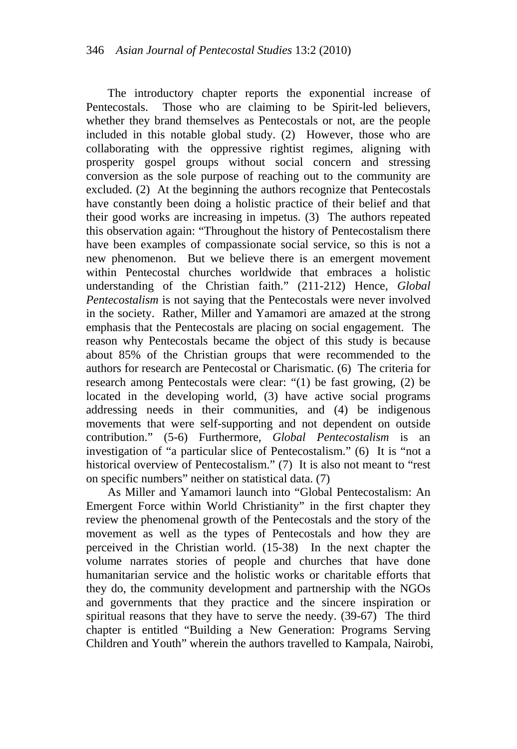The introductory chapter reports the exponential increase of Pentecostals. Those who are claiming to be Spirit-led believers, whether they brand themselves as Pentecostals or not, are the people included in this notable global study. (2) However, those who are collaborating with the oppressive rightist regimes, aligning with prosperity gospel groups without social concern and stressing conversion as the sole purpose of reaching out to the community are excluded. (2) At the beginning the authors recognize that Pentecostals have constantly been doing a holistic practice of their belief and that their good works are increasing in impetus. (3) The authors repeated this observation again: "Throughout the history of Pentecostalism there have been examples of compassionate social service, so this is not a new phenomenon. But we believe there is an emergent movement within Pentecostal churches worldwide that embraces a holistic understanding of the Christian faith." (211-212) Hence, *Global Pentecostalism* is not saying that the Pentecostals were never involved in the society. Rather, Miller and Yamamori are amazed at the strong emphasis that the Pentecostals are placing on social engagement. The reason why Pentecostals became the object of this study is because about 85% of the Christian groups that were recommended to the authors for research are Pentecostal or Charismatic. (6) The criteria for research among Pentecostals were clear: "(1) be fast growing, (2) be located in the developing world, (3) have active social programs addressing needs in their communities, and (4) be indigenous movements that were self-supporting and not dependent on outside contribution." (5-6) Furthermore, *Global Pentecostalism* is an investigation of "a particular slice of Pentecostalism." (6) It is "not a historical overview of Pentecostalism." (7) It is also not meant to "rest on specific numbers" neither on statistical data. (7)

As Miller and Yamamori launch into "Global Pentecostalism: An Emergent Force within World Christianity" in the first chapter they review the phenomenal growth of the Pentecostals and the story of the movement as well as the types of Pentecostals and how they are perceived in the Christian world. (15-38) In the next chapter the volume narrates stories of people and churches that have done humanitarian service and the holistic works or charitable efforts that they do, the community development and partnership with the NGOs and governments that they practice and the sincere inspiration or spiritual reasons that they have to serve the needy. (39-67) The third chapter is entitled "Building a New Generation: Programs Serving Children and Youth" wherein the authors travelled to Kampala, Nairobi,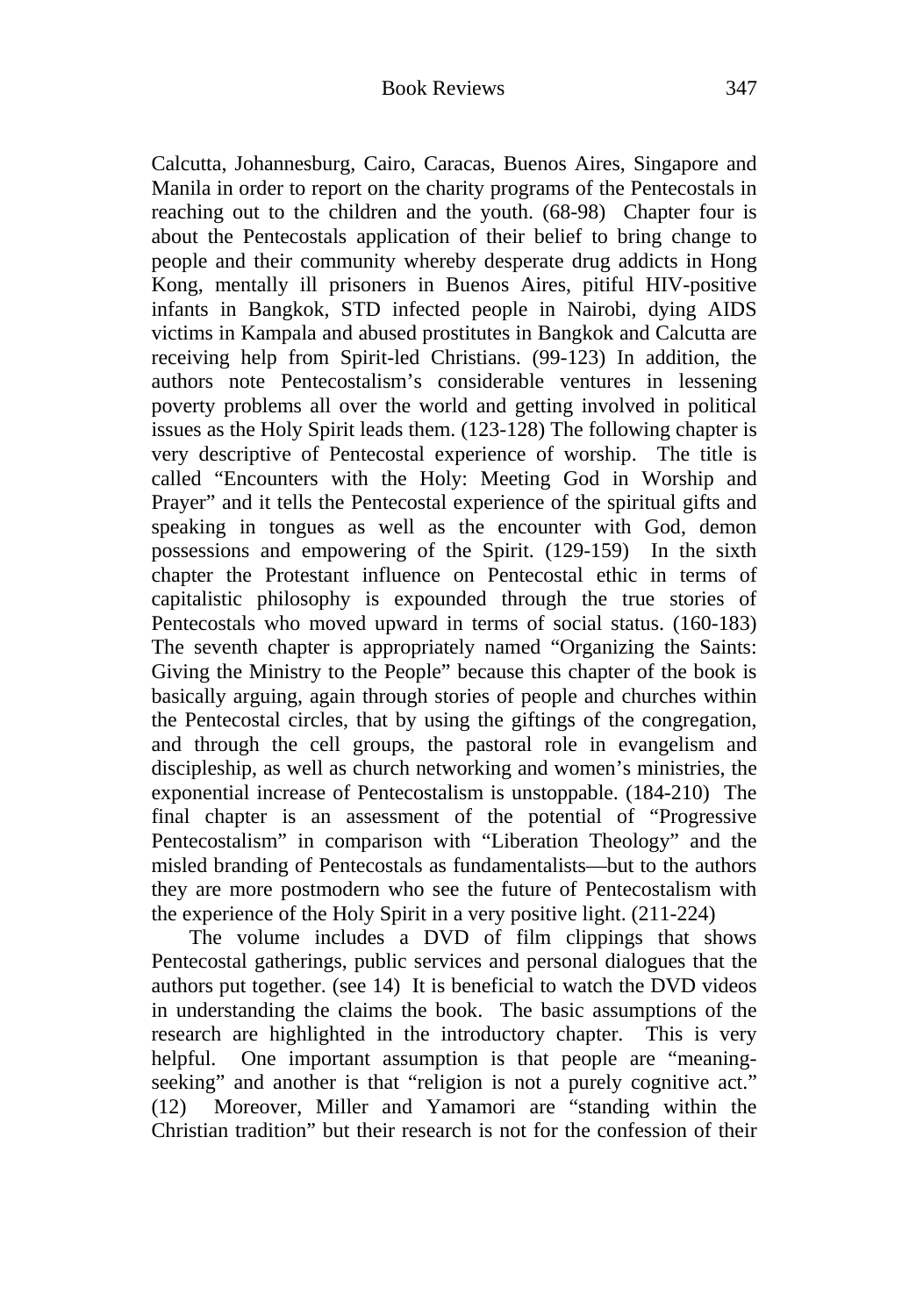Calcutta, Johannesburg, Cairo, Caracas, Buenos Aires, Singapore and Manila in order to report on the charity programs of the Pentecostals in reaching out to the children and the youth. (68-98) Chapter four is about the Pentecostals application of their belief to bring change to people and their community whereby desperate drug addicts in Hong Kong, mentally ill prisoners in Buenos Aires, pitiful HIV-positive infants in Bangkok, STD infected people in Nairobi, dying AIDS victims in Kampala and abused prostitutes in Bangkok and Calcutta are receiving help from Spirit-led Christians. (99-123) In addition, the authors note Pentecostalism's considerable ventures in lessening poverty problems all over the world and getting involved in political issues as the Holy Spirit leads them. (123-128) The following chapter is very descriptive of Pentecostal experience of worship. The title is called "Encounters with the Holy: Meeting God in Worship and Prayer" and it tells the Pentecostal experience of the spiritual gifts and speaking in tongues as well as the encounter with God, demon possessions and empowering of the Spirit. (129-159) In the sixth chapter the Protestant influence on Pentecostal ethic in terms of capitalistic philosophy is expounded through the true stories of Pentecostals who moved upward in terms of social status. (160-183) The seventh chapter is appropriately named "Organizing the Saints: Giving the Ministry to the People" because this chapter of the book is basically arguing, again through stories of people and churches within the Pentecostal circles, that by using the giftings of the congregation, and through the cell groups, the pastoral role in evangelism and discipleship, as well as church networking and women's ministries, the exponential increase of Pentecostalism is unstoppable. (184-210) The final chapter is an assessment of the potential of "Progressive Pentecostalism" in comparison with "Liberation Theology" and the misled branding of Pentecostals as fundamentalists—but to the authors they are more postmodern who see the future of Pentecostalism with the experience of the Holy Spirit in a very positive light. (211-224)

The volume includes a DVD of film clippings that shows Pentecostal gatherings, public services and personal dialogues that the authors put together. (see 14) It is beneficial to watch the DVD videos in understanding the claims the book. The basic assumptions of the research are highlighted in the introductory chapter. This is very helpful. One important assumption is that people are "meaning-seeking" and another is that "religion is not a purely cognitive act." (12) Moreover, Miller and Yamamori are "standing within the Christian tradition" but their research is not for the confession of their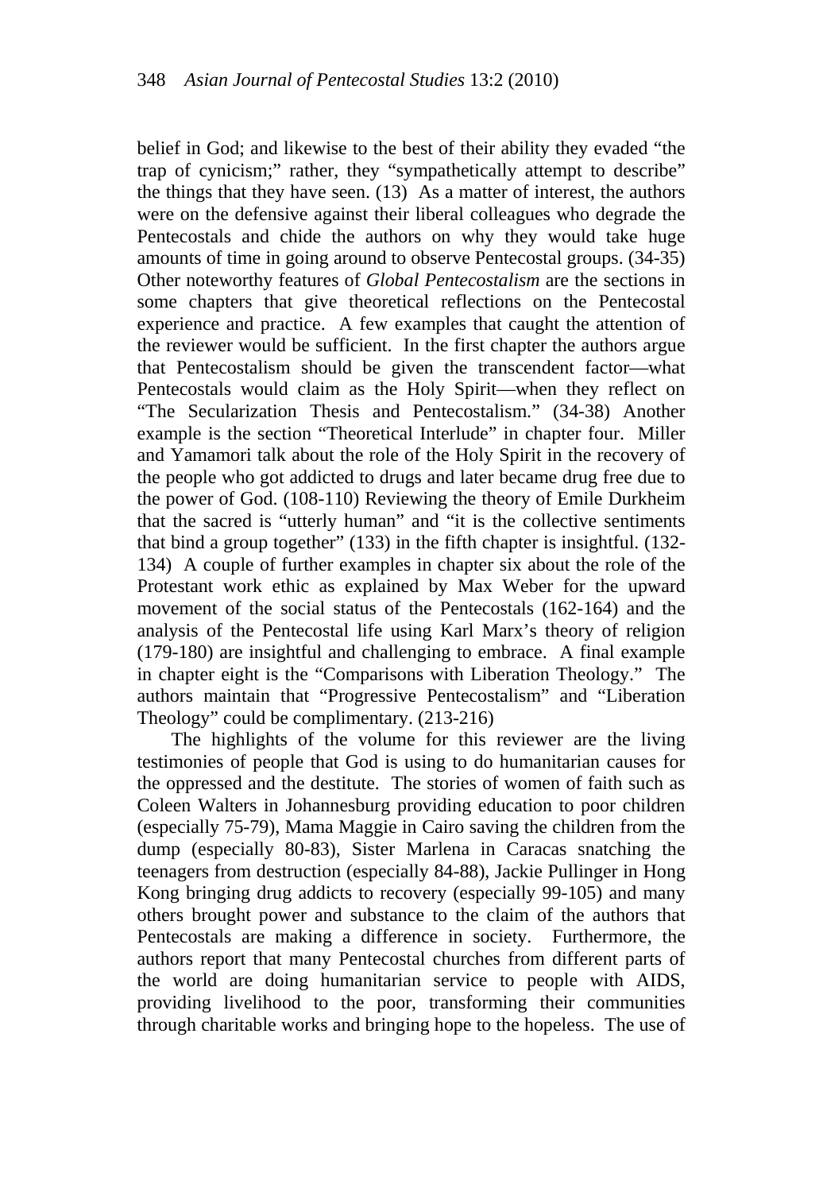belief in God; and likewise to the best of their ability they evaded "the trap of cynicism;" rather, they "sympathetically attempt to describe" the things that they have seen. (13) As a matter of interest, the authors were on the defensive against their liberal colleagues who degrade the Pentecostals and chide the authors on why they would take huge amounts of time in going around to observe Pentecostal groups. (34-35) Other noteworthy features of *Global Pentecostalism* are the sections in some chapters that give theoretical reflections on the Pentecostal experience and practice. A few examples that caught the attention of the reviewer would be sufficient. In the first chapter the authors argue that Pentecostalism should be given the transcendent factor—what Pentecostals would claim as the Holy Spirit—when they reflect on "The Secularization Thesis and Pentecostalism." (34-38) Another example is the section "Theoretical Interlude" in chapter four. Miller and Yamamori talk about the role of the Holy Spirit in the recovery of the people who got addicted to drugs and later became drug free due to the power of God. (108-110) Reviewing the theory of Emile Durkheim that the sacred is "utterly human" and "it is the collective sentiments that bind a group together" (133) in the fifth chapter is insightful. (132-134) A couple of further examples in chapter six about the role of the Protestant work ethic as explained by Max Weber for the upward movement of the social status of the Pentecostals (162-164) and the analysis of the Pentecostal life using Karl Marx's theory of religion (179-180) are insightful and challenging to embrace. A final example in chapter eight is the "Comparisons with Liberation Theology." The authors maintain that "Progressive Pentecostalism" and "Liberation Theology" could be complimentary. (213-216)

The highlights of the volume for this reviewer are the living testimonies of people that God is using to do humanitarian causes for the oppressed and the destitute. The stories of women of faith such as Coleen Walters in Johannesburg providing education to poor children (especially 75-79), Mama Maggie in Cairo saving the children from the dump (especially 80-83), Sister Marlena in Caracas snatching the teenagers from destruction (especially 84-88), Jackie Pullinger in Hong Kong bringing drug addicts to recovery (especially 99-105) and many others brought power and substance to the claim of the authors that Pentecostals are making a difference in society. Furthermore, the authors report that many Pentecostal churches from different parts of the world are doing humanitarian service to people with AIDS, providing livelihood to the poor, transforming their communities through charitable works and bringing hope to the hopeless. The use of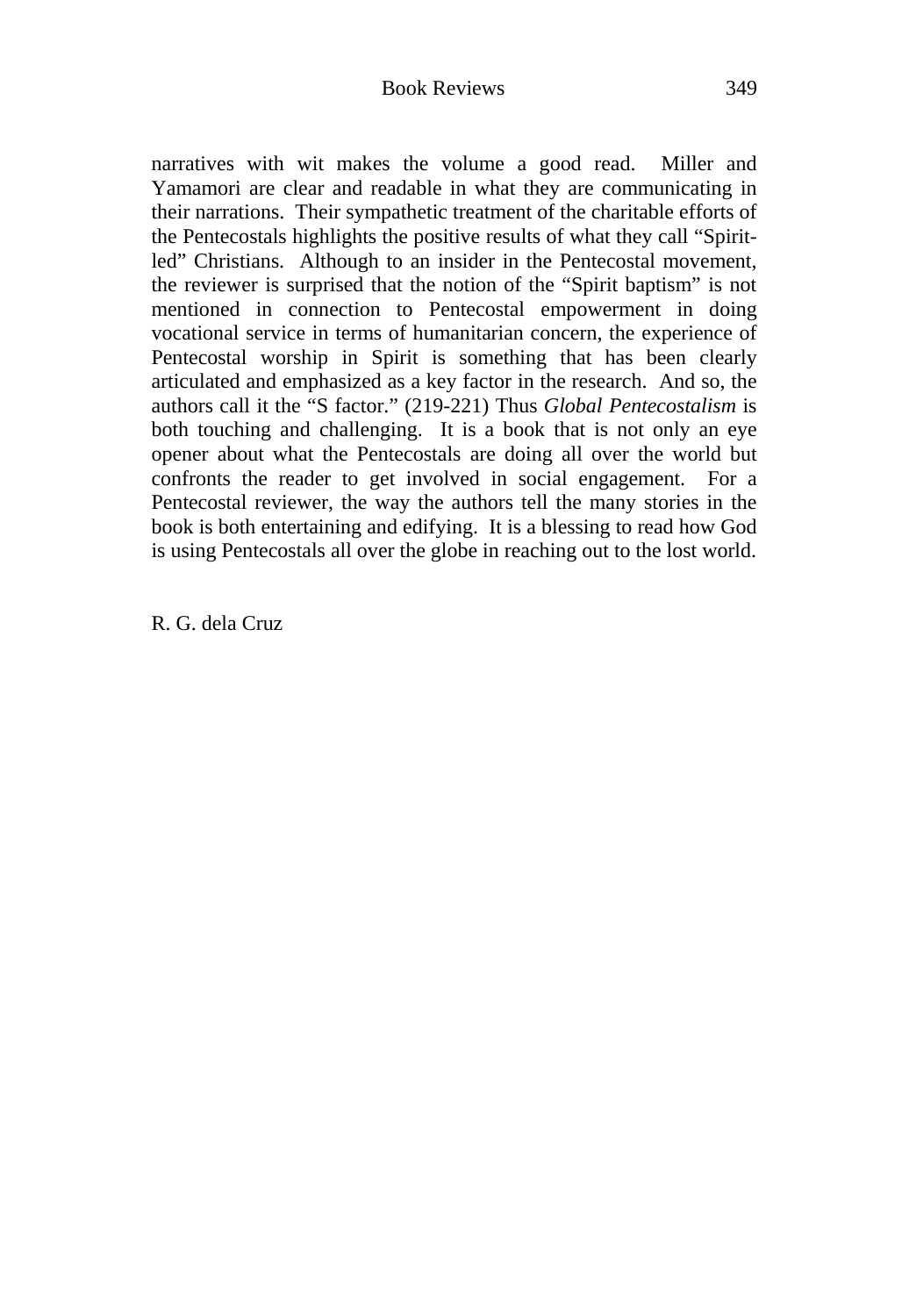narratives with wit makes the volume a good read. Miller and Yamamori are clear and readable in what they are communicating in their narrations. Their sympathetic treatment of the charitable efforts of the Pentecostals highlights the positive results of what they call "Spirit-led" Christians. Although to an insider in the Pentecostal movement, the reviewer is surprised that the notion of the "Spirit baptism" is not mentioned in connection to Pentecostal empowerment in doing vocational service in terms of humanitarian concern, the experience of Pentecostal worship in Spirit is something that has been clearly articulated and emphasized as a key factor in the research. And so, the authors call it the "S factor." (219-221) Thus *Global Pentecostalism* is both touching and challenging. It is a book that is not only an eye opener about what the Pentecostals are doing all over the world but confronts the reader to get involved in social engagement. For a Pentecostal reviewer, the way the authors tell the many stories in the book is both entertaining and edifying. It is a blessing to read how God is using Pentecostals all over the globe in reaching out to the lost world.

R. G. dela Cruz